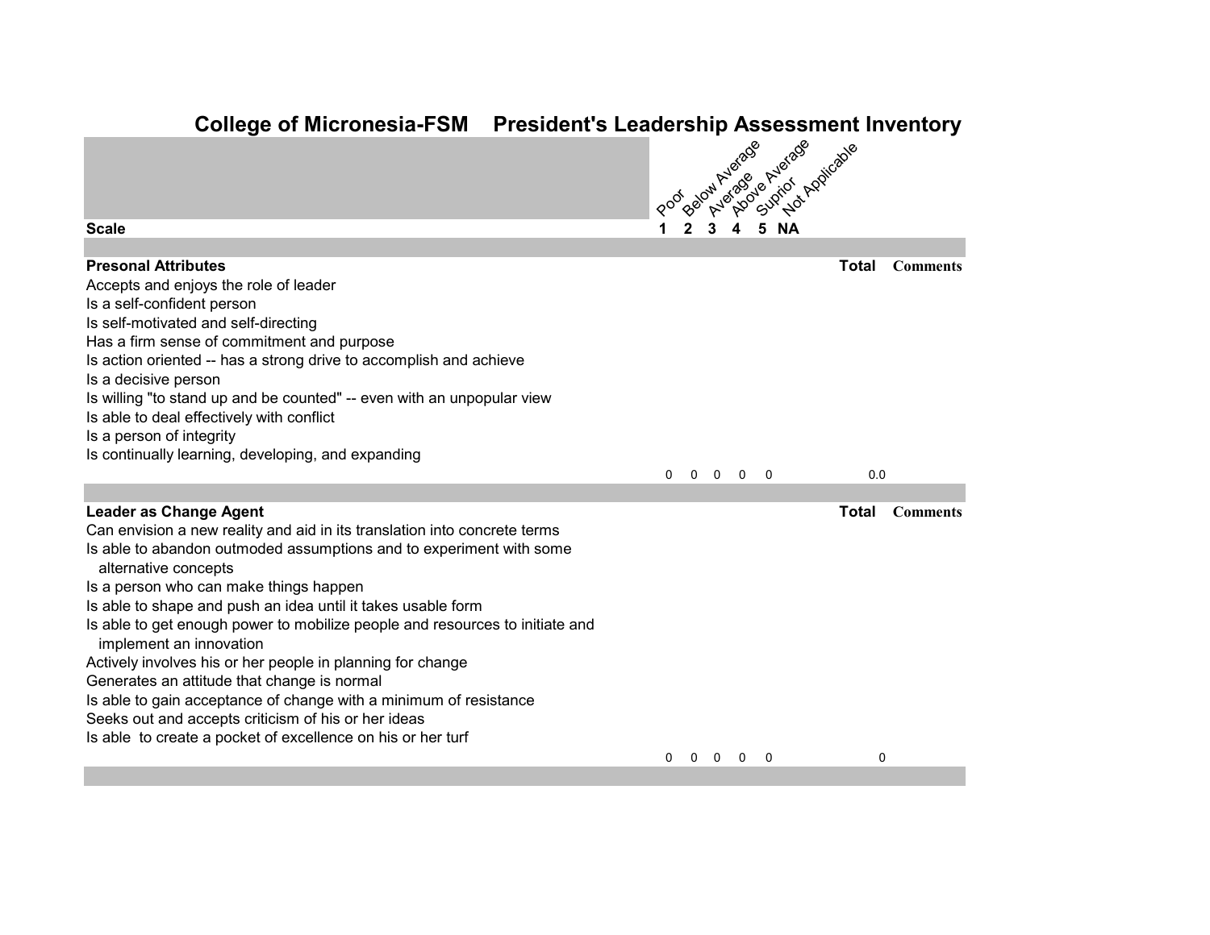# College of Micronesia-FSM President's Leadership Assessment Inventory

| Scale | Poor 1 | Below Average 2 | Average 3 | Above Average 4 | Suprior 5 | Not Applicable NA | Total | Comments |
|---|---|---|---|---|---|---|---|---|
| **Presonal Attributes** | | | | | | | **Total** | **Comments** |
| Accepts and enjoys the role of leader | | | | | | | | |
| Is a self-confident person | | | | | | | | |
| Is self-motivated and self-directing | | | | | | | | |
| Has a firm sense of commitment and purpose | | | | | | | | |
| Is action oriented -- has a strong drive to accomplish and achieve | | | | | | | | |
| Is a decisive person | | | | | | | | |
| Is willing "to stand up and be counted" -- even with an unpopular view | | | | | | | | |
| Is able to deal effectively with conflict | | | | | | | | |
| Is a person of integrity | | | | | | | | |
| Is continually learning, developing, and expanding | | | | | | | | |
| | 0 | 0 | 0 | 0 | 0 | | 0.0 | |
| **Leader as Change Agent** | | | | | | | **Total** | **Comments** |
| Can envision a new reality and aid in its translation into concrete terms | | | | | | | | |
| Is able to abandon outmoded assumptions and to experiment with some alternative concepts | | | | | | | | |
| Is a person who can make things happen | | | | | | | | |
| Is able to shape and push an idea until it takes usable form | | | | | | | | |
| Is able to get enough power to mobilize people and resources to initiate and implement an innovation | | | | | | | | |
| Actively involves his or her people in planning for change | | | | | | | | |
| Generates an attitude that change is normal | | | | | | | | |
| Is able to gain acceptance of change with a minimum of resistance | | | | | | | | |
| Seeks out and accepts criticism of his or her ideas | | | | | | | | |
| Is able to create a pocket of excellence on his or her turf | | | | | | | | |
| | 0 | 0 | 0 | 0 | 0 | | 0 | |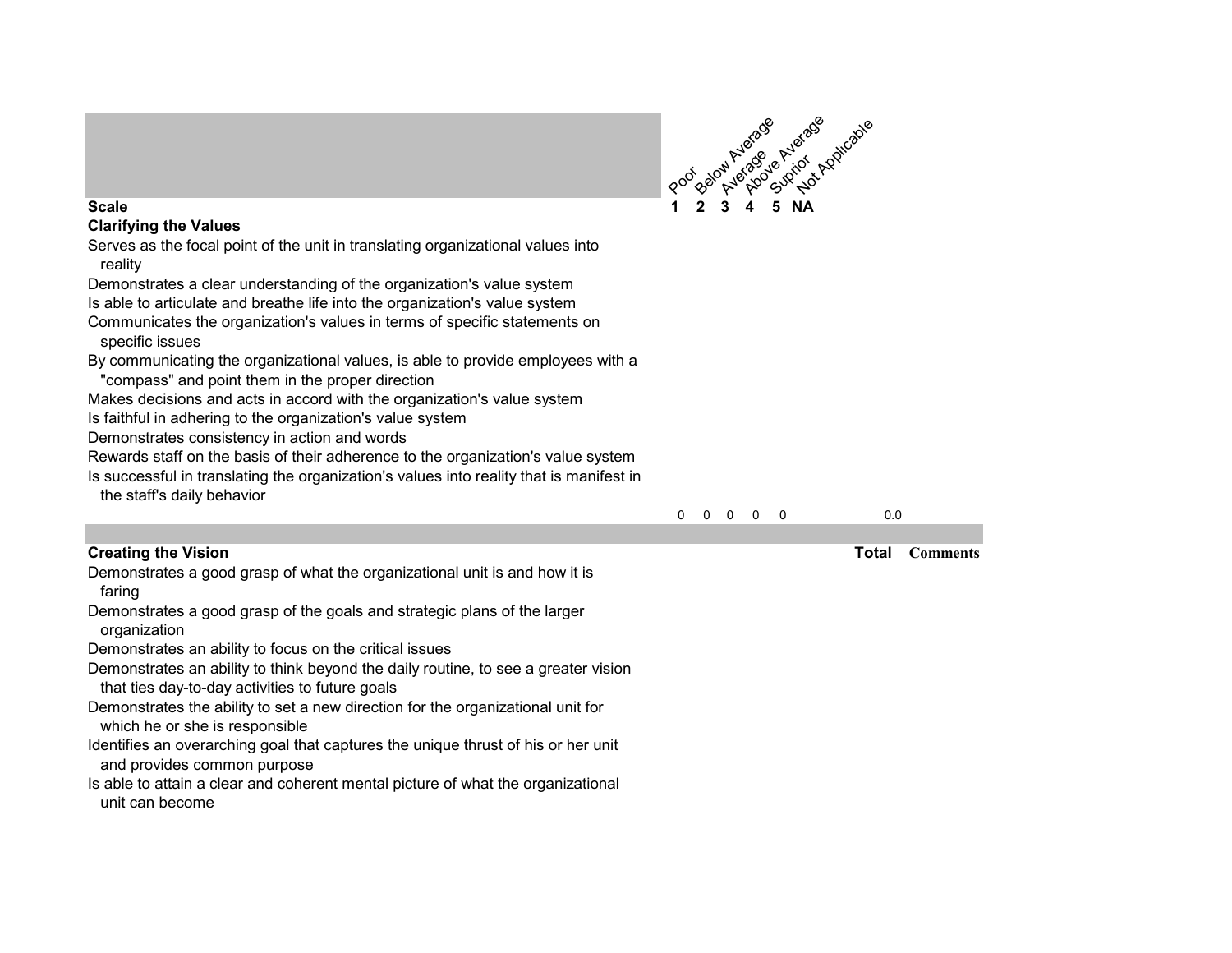| Scale | Poor 1 | Below Average 2 | Average 3 | Above Average 4 | Suprior 5 | Not Applicable NA | Total | Comments |
|---|---|---|---|---|---|---|---|---|
| **Clarifying the Values** | | | | | | | | |
| Serves as the focal point of the unit in translating organizational values into reality | | | | | | | | |
| Demonstrates a clear understanding of the organization's value system | | | | | | | | |
| Is able to articulate and breathe life into the organization's value system | | | | | | | | |
| Communicates the organization's values in terms of specific statements on specific issues | | | | | | | | |
| By communicating the organizational values, is able to provide employees with a "compass" and point them in the proper direction | | | | | | | | |
| Makes decisions and acts in accord with the organization's value system | | | | | | | | |
| Is faithful in adhering to the organization's value system | | | | | | | | |
| Demonstrates consistency in action and words | | | | | | | | |
| Rewards staff on the basis of their adherence to the organization's value system | | | | | | | | |
| Is successful in translating the organization's values into reality that is manifest in the staff's daily behavior | | | | | | | | |
| | 0 | 0 | 0 | 0 | 0 | | 0.0 | |

| **Creating the Vision** | | | | | | | Total | Comments |
|---|---|---|---|---|---|---|---|---|
| Demonstrates a good grasp of what the organizational unit is and how it is faring | | | | | | | | |
| Demonstrates a good grasp of the goals and strategic plans of the larger organization | | | | | | | | |
| Demonstrates an ability to focus on the critical issues | | | | | | | | |
| Demonstrates an ability to think beyond the daily routine, to see a greater vision that ties day-to-day activities to future goals | | | | | | | | |
| Demonstrates the ability to set a new direction for the organizational unit for which he or she is responsible | | | | | | | | |
| Identifies an overarching goal that captures the unique thrust of his or her unit and provides common purpose | | | | | | | | |
| Is able to attain a clear and coherent mental picture of what the organizational unit can become | | | | | | | | |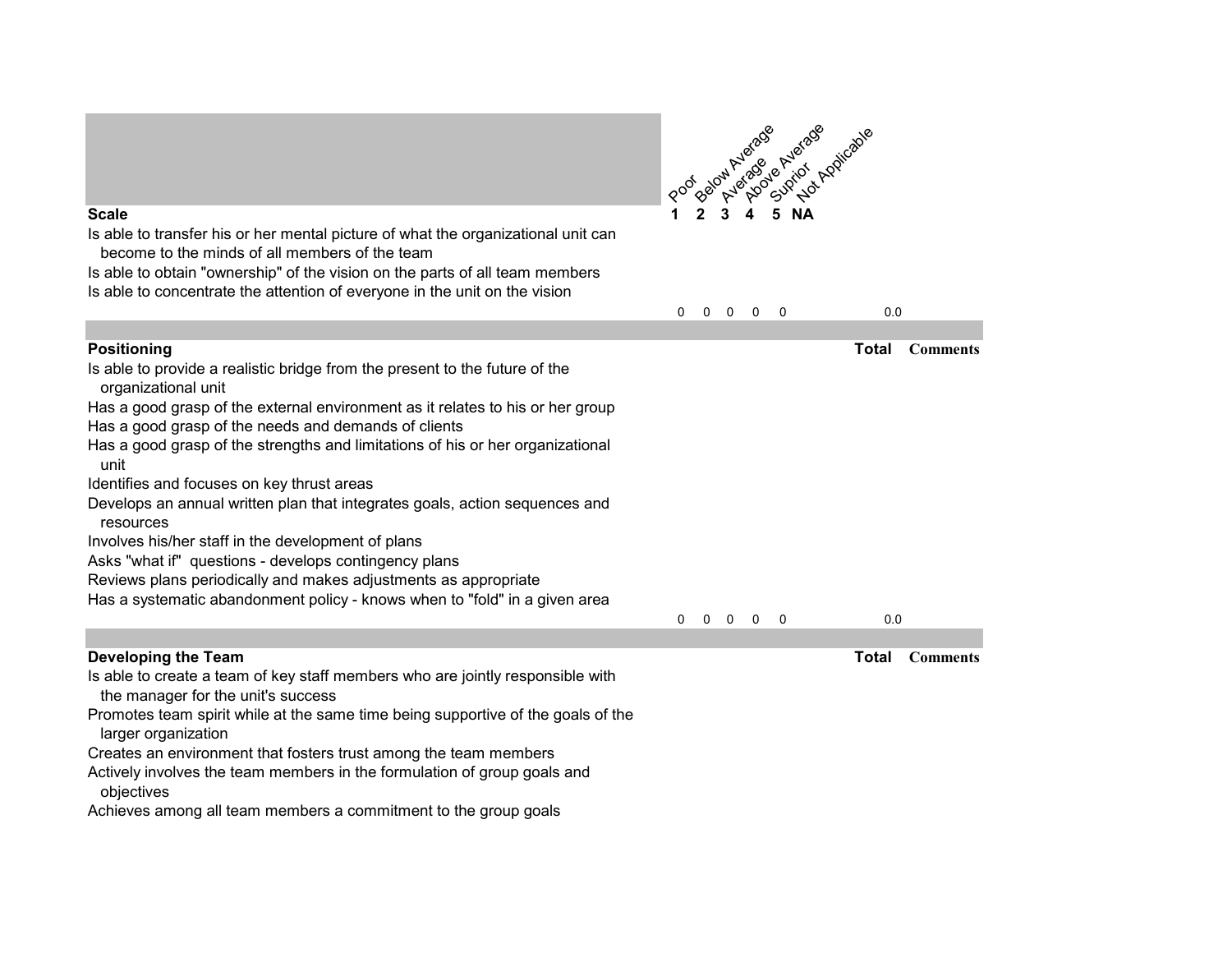| Scale | Poor 1 | Below Average 2 | Average 3 | Above Average 4 | Suprior 5 | Not Applicable NA | | |
|---|---|---|---|---|---|---|---|---|
| Is able to transfer his or her mental picture of what the organizational unit can become to the minds of all members of the team | | | | | | | | |
| Is able to obtain "ownership" of the vision on the parts of all team members | | | | | | | | |
| Is able to concentrate the attention of everyone in the unit on the vision | | | | | | | | |
| | 0 | 0 | 0 | 0 | 0 | | 0.0 | |

| Positioning | | | | | | | Total | Comments |
|---|---|---|---|---|---|---|---|---|
| Is able to provide a realistic bridge from the present to the future of the organizational unit | | | | | | | | |
| Has a good grasp of the external environment as it relates to his or her group | | | | | | | | |
| Has a good grasp of the needs and demands of clients | | | | | | | | |
| Has a good grasp of the strengths and limitations of his or her organizational unit | | | | | | | | |
| Identifies and focuses on key thrust areas | | | | | | | | |
| Develops an annual written plan that integrates goals, action sequences and resources | | | | | | | | |
| Involves his/her staff in the development of plans | | | | | | | | |
| Asks "what if" questions - develops contingency plans | | | | | | | | |
| Reviews plans periodically and makes adjustments as appropriate | | | | | | | | |
| Has a systematic abandonment policy - knows when to "fold" in a given area | | | | | | | | |
| | 0 | 0 | 0 | 0 | 0 | | 0.0 | |

| Developing the Team | | | | | | | Total | Comments |
|---|---|---|---|---|---|---|---|---|
| Is able to create a team of key staff members who are jointly responsible with the manager for the unit's success | | | | | | | | |
| Promotes team spirit while at the same time being supportive of the goals of the larger organization | | | | | | | | |
| Creates an environment that fosters trust among the team members | | | | | | | | |
| Actively involves the team members in the formulation of group goals and objectives | | | | | | | | |
| Achieves among all team members a commitment to the group goals | | | | | | | | |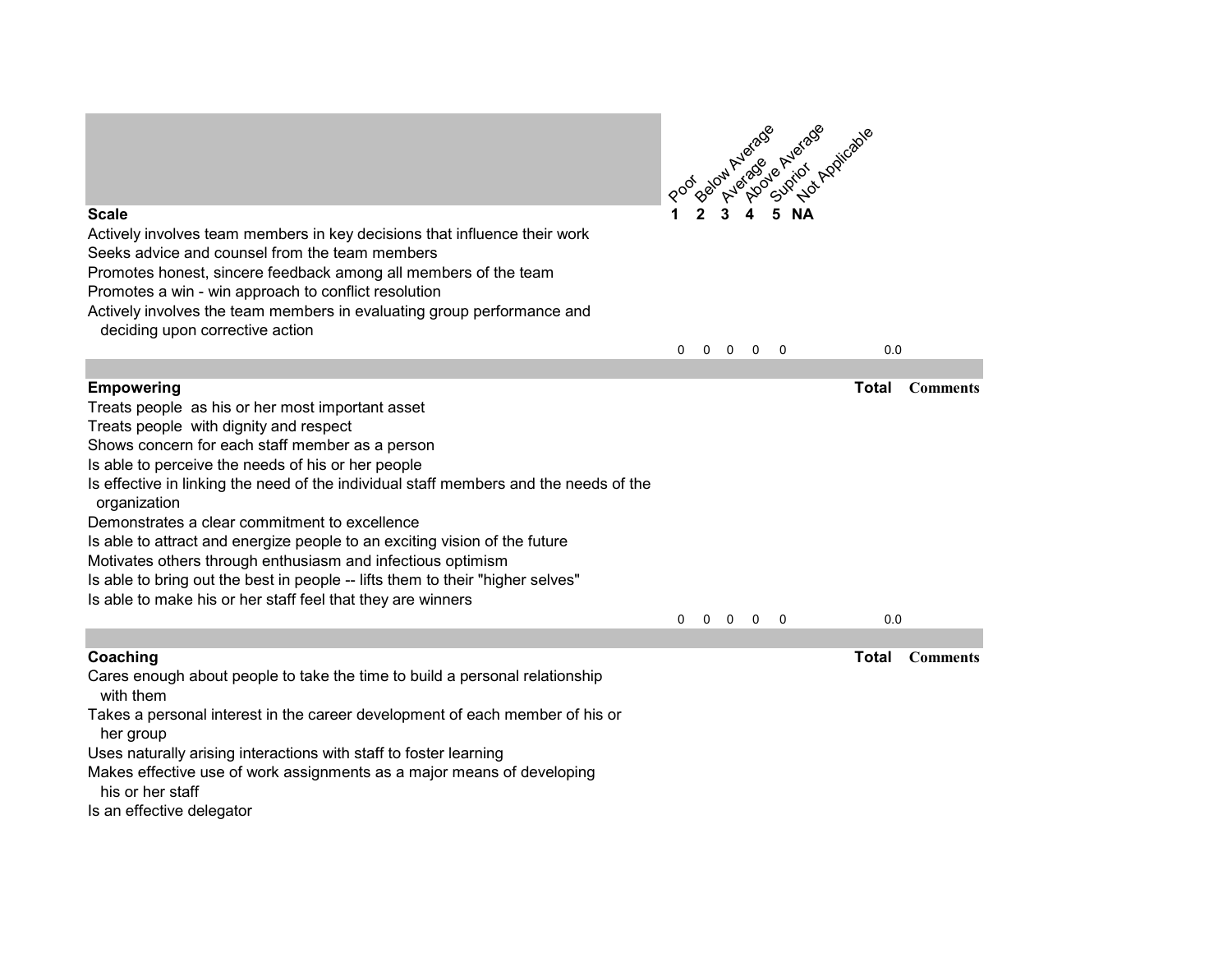| Scale | Poor<br>1 | Below Average<br>2 | Average<br>3 | Above Average<br>4 | Suprior<br>5 | Not Applicable<br>NA | | |
|---|---|---|---|---|---|---|---|---|
| Actively involves team members in key decisions that influence their work | | | | | | | | |
| Seeks advice and counsel from the team members | | | | | | | | |
| Promotes honest, sincere feedback among all members of the team | | | | | | | | |
| Promotes a win - win approach to conflict resolution | | | | | | | | |
| Actively involves the team members in evaluating group performance and deciding upon corrective action | | | | | | | | |
| | 0 | 0 | 0 | 0 | 0 | | 0.0 | |
| **Empowering** | | | | | | | **Total** | **Comments** |
| Treats people as his or her most important asset | | | | | | | | |
| Treats people with dignity and respect | | | | | | | | |
| Shows concern for each staff member as a person | | | | | | | | |
| Is able to perceive the needs of his or her people | | | | | | | | |
| Is effective in linking the need of the individual staff members and the needs of the organization | | | | | | | | |
| Demonstrates a clear commitment to excellence | | | | | | | | |
| Is able to attract and energize people to an exciting vision of the future | | | | | | | | |
| Motivates others through enthusiasm and infectious optimism | | | | | | | | |
| Is able to bring out the best in people -- lifts them to their "higher selves" | | | | | | | | |
| Is able to make his or her staff feel that they are winners | | | | | | | | |
| | 0 | 0 | 0 | 0 | 0 | | 0.0 | |
| **Coaching** | | | | | | | **Total** | **Comments** |
| Cares enough about people to take the time to build a personal relationship with them | | | | | | | | |
| Takes a personal interest in the career development of each member of his or her group | | | | | | | | |
| Uses naturally arising interactions with staff to foster learning | | | | | | | | |
| Makes effective use of work assignments as a major means of developing his or her staff | | | | | | | | |
| Is an effective delegator | | | | | | | | |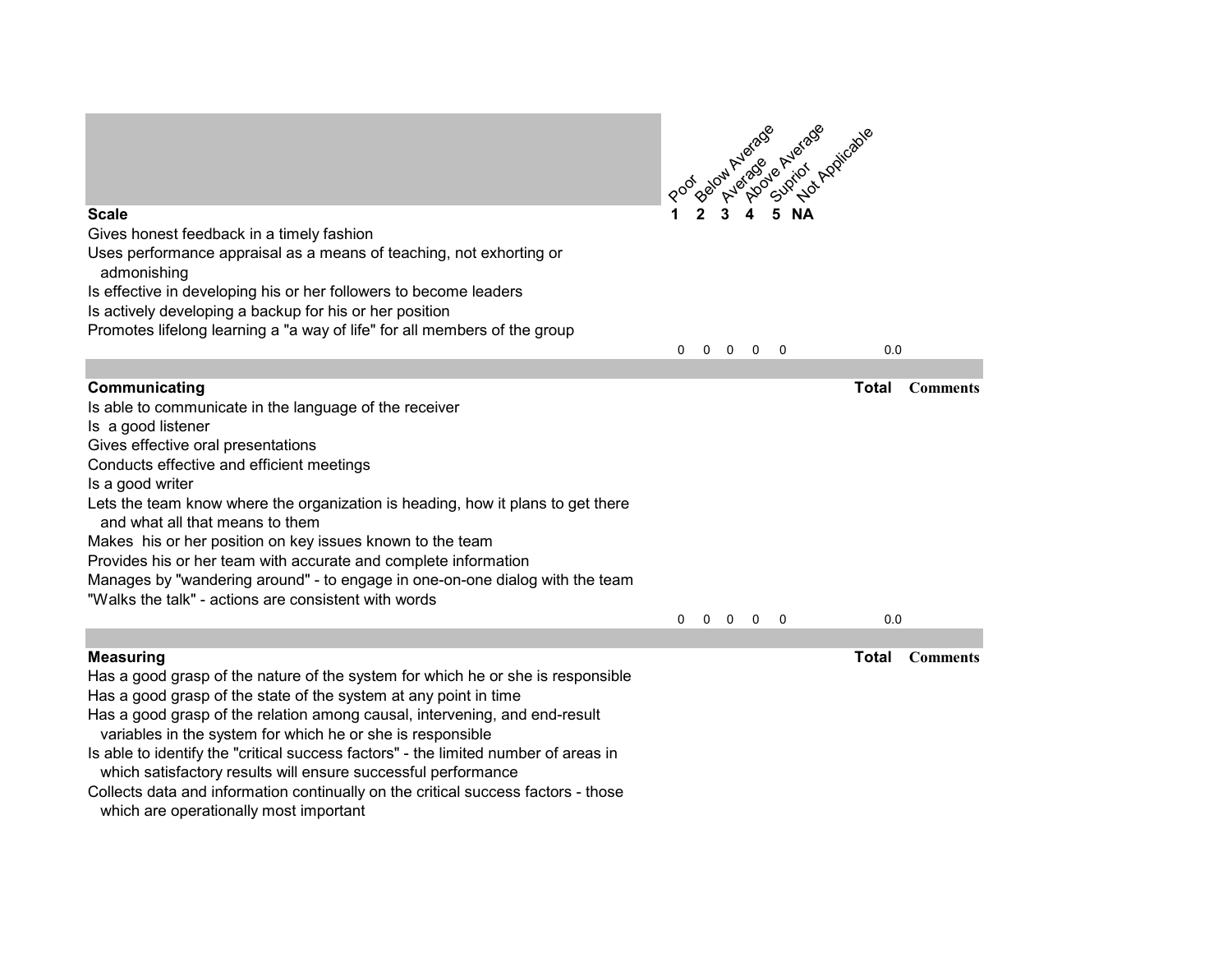| Scale | Poor<br>1 | Below Average<br>2 | Average<br>3 | Above Average<br>4 | Suprior<br>5 | Not Applicable<br>NA | | |
|---|---|---|---|---|---|---|---|---|
| Gives honest feedback in a timely fashion | | | | | | | | |
| Uses performance appraisal as a means of teaching, not exhorting or admonishing | | | | | | | | |
| Is effective in developing his or her followers to become leaders | | | | | | | | |
| Is actively developing a backup for his or her position | | | | | | | | |
| Promotes lifelong learning a "a way of life" for all members of the group | | | | | | | | |
| | 0 | 0 | 0 | 0 | 0 | | 0.0 | |

| Communicating | | | | | | | Total | Comments |
|---|---|---|---|---|---|---|---|---|
| Is able to communicate in the language of the receiver | | | | | | | | |
| Is a good listener | | | | | | | | |
| Gives effective oral presentations | | | | | | | | |
| Conducts effective and efficient meetings | | | | | | | | |
| Is a good writer | | | | | | | | |
| Lets the team know where the organization is heading, how it plans to get there and what all that means to them | | | | | | | | |
| Makes his or her position on key issues known to the team | | | | | | | | |
| Provides his or her team with accurate and complete information | | | | | | | | |
| Manages by "wandering around" - to engage in one-on-one dialog with the team | | | | | | | | |
| "Walks the talk" - actions are consistent with words | | | | | | | | |
| | 0 | 0 | 0 | 0 | 0 | | 0.0 | |

| Measuring | | | | | | | Total | Comments |
|---|---|---|---|---|---|---|---|---|
| Has a good grasp of the nature of the system for which he or she is responsible | | | | | | | | |
| Has a good grasp of the state of the system at any point in time | | | | | | | | |
| Has a good grasp of the relation among causal, intervening, and end-result variables in the system for which he or she is responsible | | | | | | | | |
| Is able to identify the "critical success factors" - the limited number of areas in which satisfactory results will ensure successful performance | | | | | | | | |
| Collects data and information continually on the critical success factors - those which are operationally most important | | | | | | | | |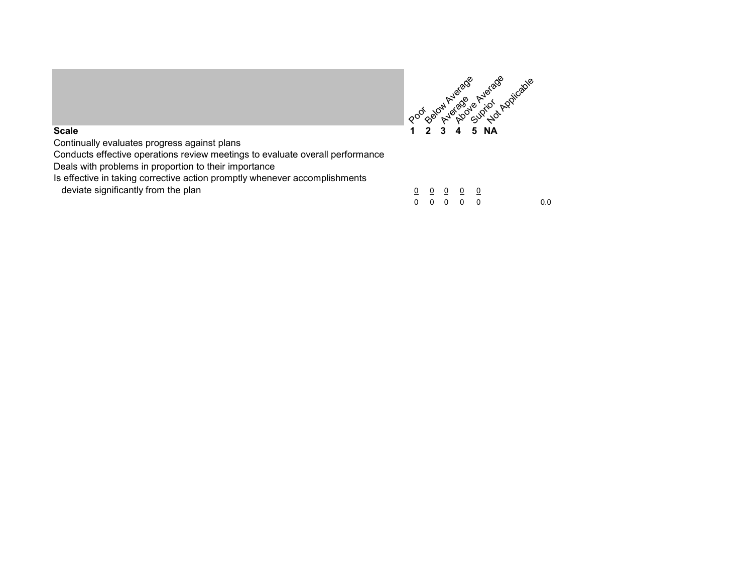| Scale | Poor<br>1 | Below Average<br>2 | Average<br>3 | Above Average<br>4 | Suprior<br>5 | Not Applicable<br>NA | |
|---|---|---|---|---|---|---|---|
| Continually evaluates progress against plans | | | | | | | |
| Conducts effective operations review meetings to evaluate overall performance | | | | | | | |
| Deals with problems in proportion to their importance | | | | | | | |
| Is effective in taking corrective action promptly whenever accomplishments deviate significantly from the plan | 0 | 0 | 0 | 0 | 0 | | |
| | 0 | 0 | 0 | 0 | 0 | | 0.0 |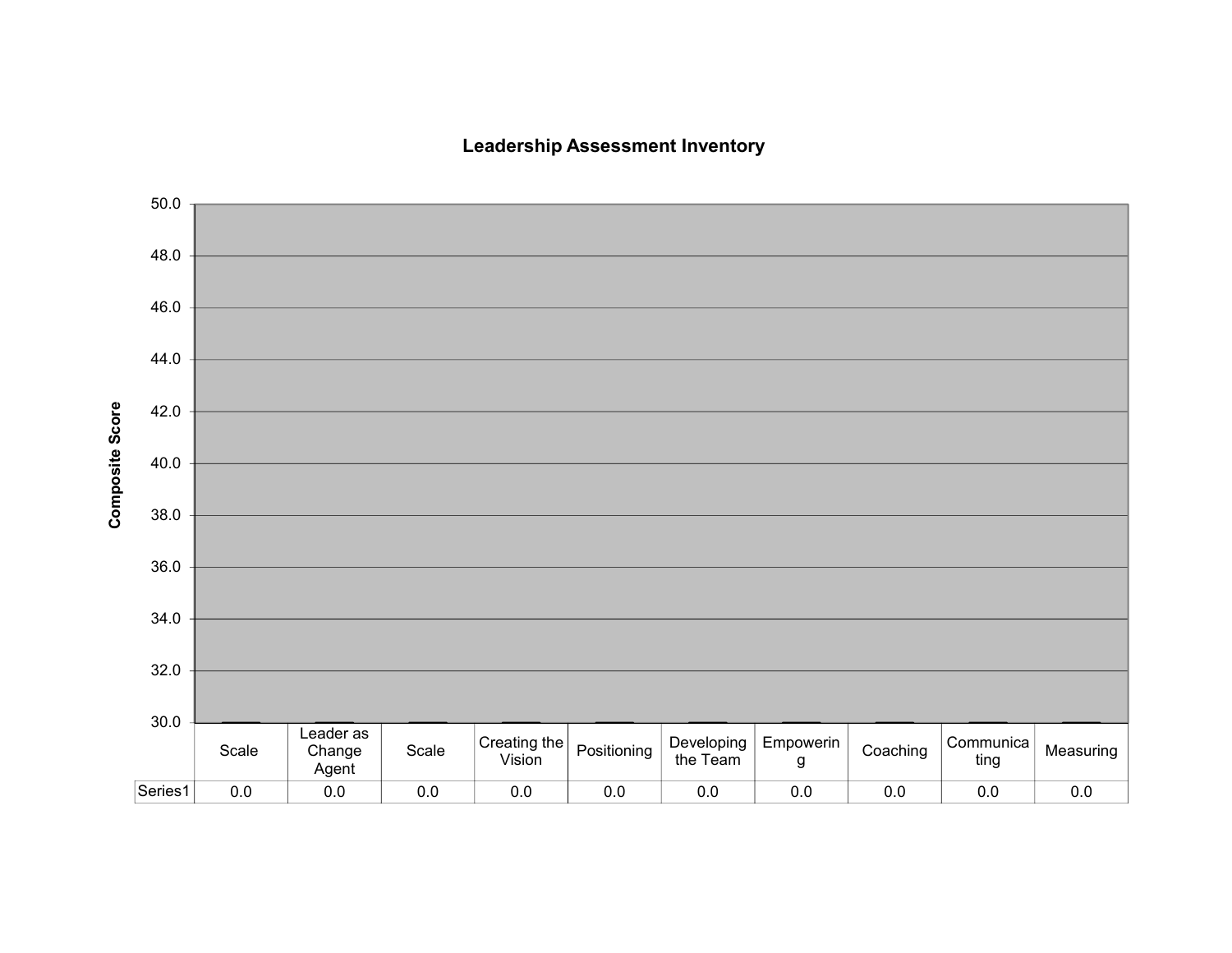# Leadership Assessment Inventory

Composite Score

| | Scale | Leader as Change Agent | Scale | Creating the Vision | Positioning | Developing the Team | Empowering | Coaching | Communicating | Measuring |
|---|---|---|---|---|---|---|---|---|---|---|
| Series1 | 0.0 | 0.0 | 0.0 | 0.0 | 0.0 | 0.0 | 0.0 | 0.0 | 0.0 | 0.0 |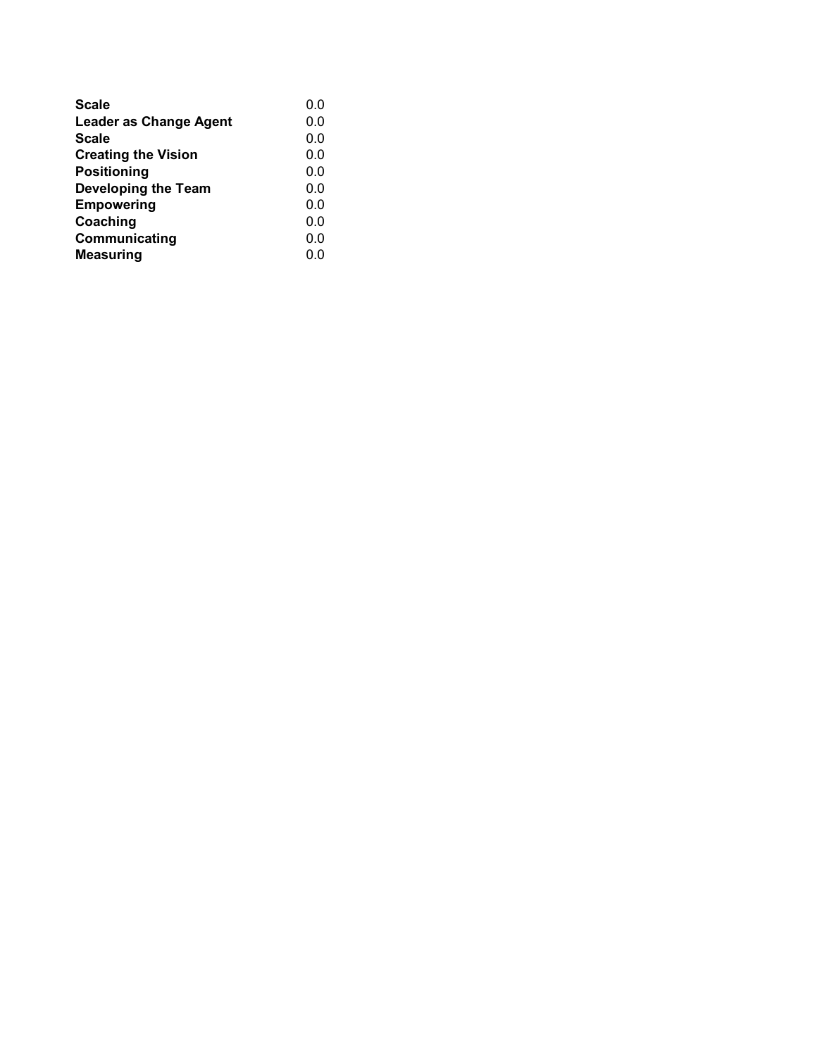| | |
|---|---|
| **Scale** | 0.0 |
| **Leader as Change Agent** | 0.0 |
| **Scale** | 0.0 |
| **Creating the Vision** | 0.0 |
| **Positioning** | 0.0 |
| **Developing the Team** | 0.0 |
| **Empowering** | 0.0 |
| **Coaching** | 0.0 |
| **Communicating** | 0.0 |
| **Measuring** | 0.0 |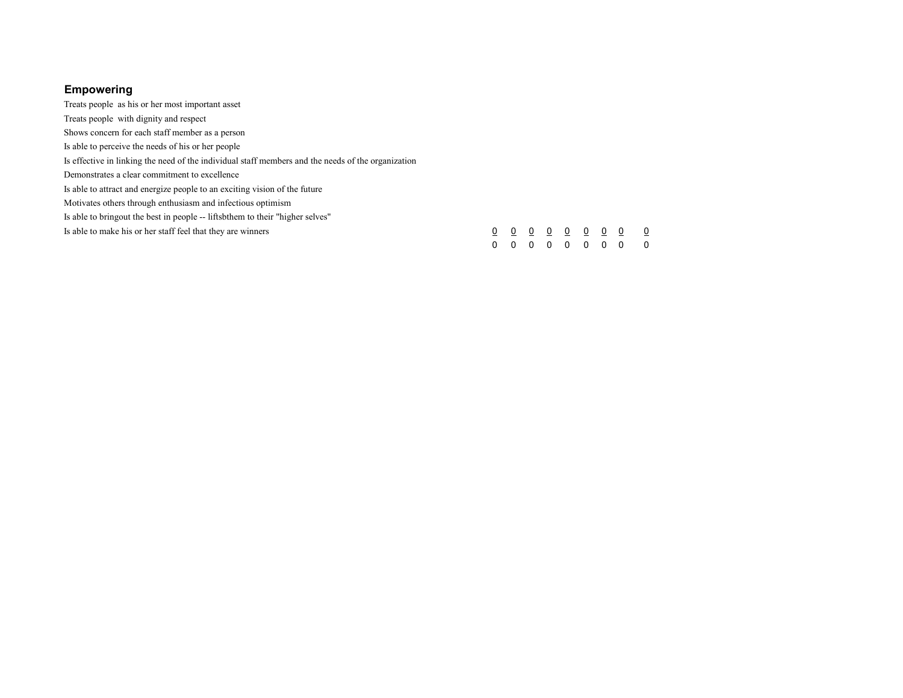## Empowering

Treats people  as his or her most important asset

Treats people  with dignity and respect

Shows concern for each staff member as a person

Is able to perceive the needs of his or her people

Is effective in linking the need of the individual staff members and the needs of the organization

Demonstrates a clear commitment to excellence

Is able to attract and energize people to an exciting vision of the future

Motivates others through enthusiasm and infectious optimism

Is able to bringout the best in people -- liftsbthem to their "higher selves"

Is able to make his or her staff feel that they are winners

| | | | | | | | | |
|---|---|---|---|---|---|---|---|---|
| 0 | 0 | 0 | 0 | 0 | 0 | 0 | 0 | 0 |
| 0 | 0 | 0 | 0 | 0 | 0 | 0 | 0 | 0 |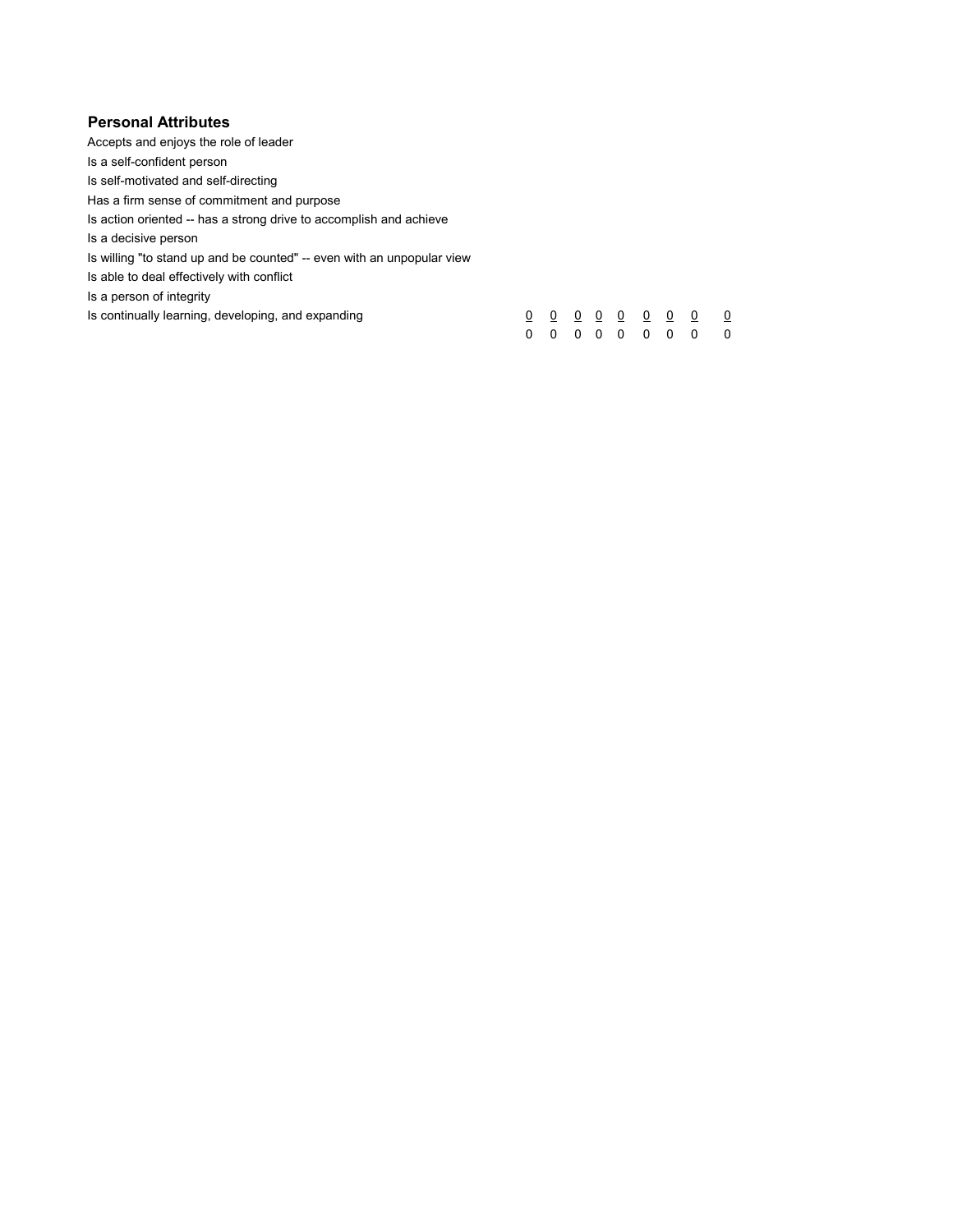### Personal Attributes

| | | | | | | | | | |
|---|---|---|---|---|---|---|---|---|---|
| Accepts and enjoys the role of leader | | | | | | | | | |
| Is a self-confident person | | | | | | | | | |
| Is self-motivated and self-directing | | | | | | | | | |
| Has a firm sense of commitment and purpose | | | | | | | | | |
| Is action oriented -- has a strong drive to accomplish and achieve | | | | | | | | | |
| Is a decisive person | | | | | | | | | |
| Is willing "to stand up and be counted" -- even with an unpopular view | | | | | | | | | |
| Is able to deal effectively with conflict | | | | | | | | | |
| Is a person of integrity | | | | | | | | | |
| Is continually learning, developing, and expanding | 0 | 0 | 0 | 0 | 0 | 0 | 0 | 0 | 0 |
| | 0 | 0 | 0 | 0 | 0 | 0 | 0 | 0 | 0 |